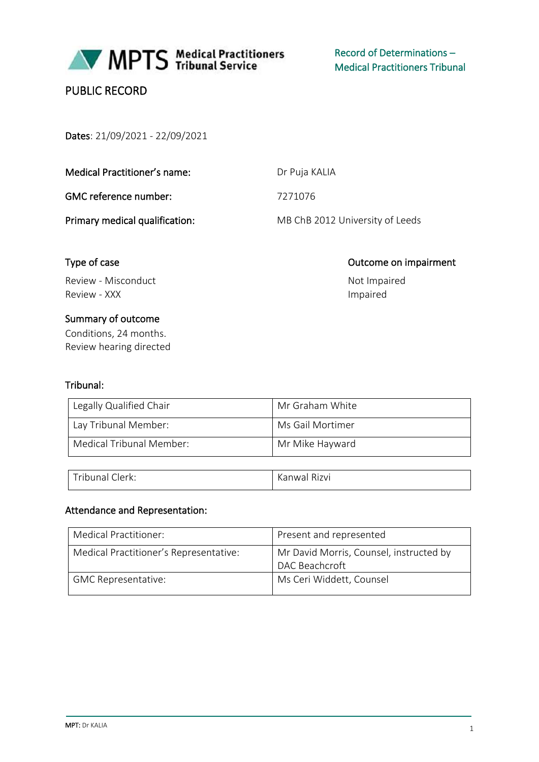Medical Practitioners Tribunal Service

Record of Determinations – Medical Practitioners Tribunal

PUBLIC RECORD

**Dates**: 21/09/2021 - 22/09/2021

|  |  |
|---|---|
| **Medical Practitioner's name:** | Dr Puja KALIA |
| **GMC reference number:** | 7271076 |
| **Primary medical qualification:** | MB ChB 2012 University of Leeds |

| Type of case | Outcome on impairment |
|---|---|
| Review - Misconduct | Not Impaired |
| Review - XXX | Impaired |

**Summary of outcome**

Conditions, 24 months.
Review hearing directed

**Tribunal:**

|  |  |
|---|---|
| Legally Qualified Chair | Mr Graham White |
| Lay Tribunal Member: | Ms Gail Mortimer |
| Medical Tribunal Member: | Mr Mike Hayward |

|  |  |
|---|---|
| Tribunal Clerk: | Kanwal Rizvi |

**Attendance and Representation:**

|  |  |
|---|---|
| Medical Practitioner: | Present and represented |
| Medical Practitioner's Representative: | Mr David Morris, Counsel, instructed by DAC Beachcroft |
| GMC Representative: | Ms Ceri Widdett, Counsel |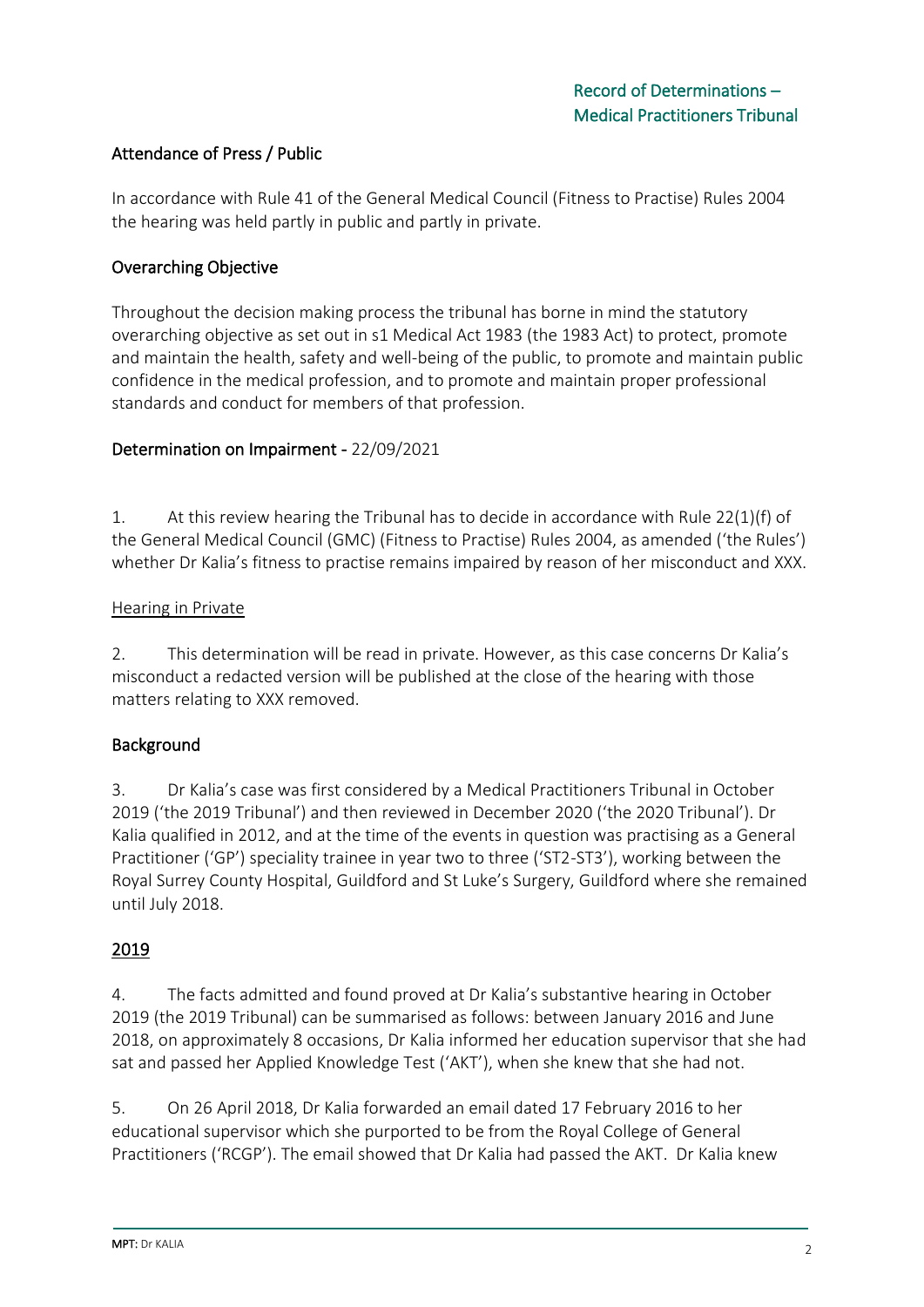## Attendance of Press / Public

In accordance with Rule 41 of the General Medical Council (Fitness to Practise) Rules 2004 the hearing was held partly in public and partly in private.

## Overarching Objective

Throughout the decision making process the tribunal has borne in mind the statutory overarching objective as set out in s1 Medical Act 1983 (the 1983 Act) to protect, promote and maintain the health, safety and well-being of the public, to promote and maintain public confidence in the medical profession, and to promote and maintain proper professional standards and conduct for members of that profession.

## Determination on Impairment - 22/09/2021

1. At this review hearing the Tribunal has to decide in accordance with Rule 22(1)(f) of the General Medical Council (GMC) (Fitness to Practise) Rules 2004, as amended ('the Rules') whether Dr Kalia's fitness to practise remains impaired by reason of her misconduct and XXX.

### Hearing in Private

2. This determination will be read in private. However, as this case concerns Dr Kalia's misconduct a redacted version will be published at the close of the hearing with those matters relating to XXX removed.

## Background

3. Dr Kalia's case was first considered by a Medical Practitioners Tribunal in October 2019 ('the 2019 Tribunal') and then reviewed in December 2020 ('the 2020 Tribunal'). Dr Kalia qualified in 2012, and at the time of the events in question was practising as a General Practitioner ('GP') speciality trainee in year two to three ('ST2-ST3'), working between the Royal Surrey County Hospital, Guildford and St Luke's Surgery, Guildford where she remained until July 2018.

## 2019

4. The facts admitted and found proved at Dr Kalia's substantive hearing in October 2019 (the 2019 Tribunal) can be summarised as follows: between January 2016 and June 2018, on approximately 8 occasions, Dr Kalia informed her education supervisor that she had sat and passed her Applied Knowledge Test ('AKT'), when she knew that she had not.

5. On 26 April 2018, Dr Kalia forwarded an email dated 17 February 2016 to her educational supervisor which she purported to be from the Royal College of General Practitioners ('RCGP'). The email showed that Dr Kalia had passed the AKT. Dr Kalia knew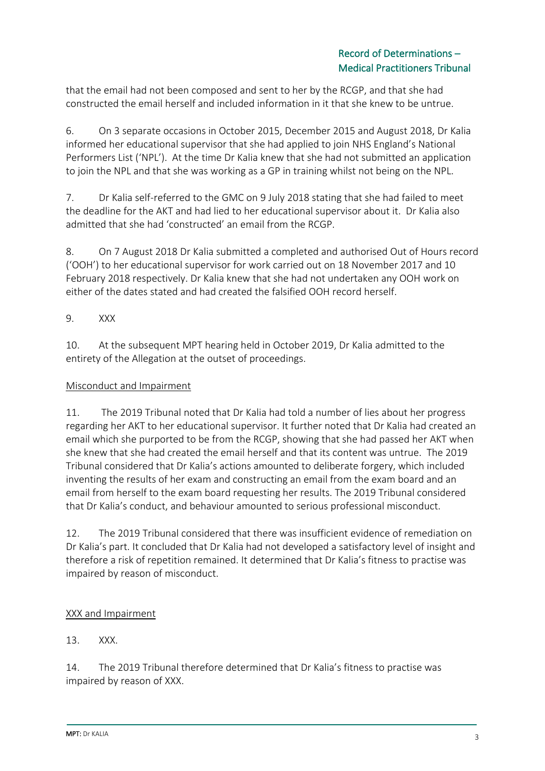that the email had not been composed and sent to her by the RCGP, and that she had constructed the email herself and included information in it that she knew to be untrue.

6. On 3 separate occasions in October 2015, December 2015 and August 2018, Dr Kalia informed her educational supervisor that she had applied to join NHS England's National Performers List ('NPL'). At the time Dr Kalia knew that she had not submitted an application to join the NPL and that she was working as a GP in training whilst not being on the NPL.

7. Dr Kalia self-referred to the GMC on 9 July 2018 stating that she had failed to meet the deadline for the AKT and had lied to her educational supervisor about it. Dr Kalia also admitted that she had 'constructed' an email from the RCGP.

8. On 7 August 2018 Dr Kalia submitted a completed and authorised Out of Hours record ('OOH') to her educational supervisor for work carried out on 18 November 2017 and 10 February 2018 respectively. Dr Kalia knew that she had not undertaken any OOH work on either of the dates stated and had created the falsified OOH record herself.

9. XXX

10. At the subsequent MPT hearing held in October 2019, Dr Kalia admitted to the entirety of the Allegation at the outset of proceedings.

<u>Misconduct and Impairment</u>

11. The 2019 Tribunal noted that Dr Kalia had told a number of lies about her progress regarding her AKT to her educational supervisor. It further noted that Dr Kalia had created an email which she purported to be from the RCGP, showing that she had passed her AKT when she knew that she had created the email herself and that its content was untrue. The 2019 Tribunal considered that Dr Kalia's actions amounted to deliberate forgery, which included inventing the results of her exam and constructing an email from the exam board and an email from herself to the exam board requesting her results. The 2019 Tribunal considered that Dr Kalia's conduct, and behaviour amounted to serious professional misconduct.

12. The 2019 Tribunal considered that there was insufficient evidence of remediation on Dr Kalia's part. It concluded that Dr Kalia had not developed a satisfactory level of insight and therefore a risk of repetition remained. It determined that Dr Kalia's fitness to practise was impaired by reason of misconduct.

<u>XXX and Impairment</u>

13. XXX.

14. The 2019 Tribunal therefore determined that Dr Kalia's fitness to practise was impaired by reason of XXX.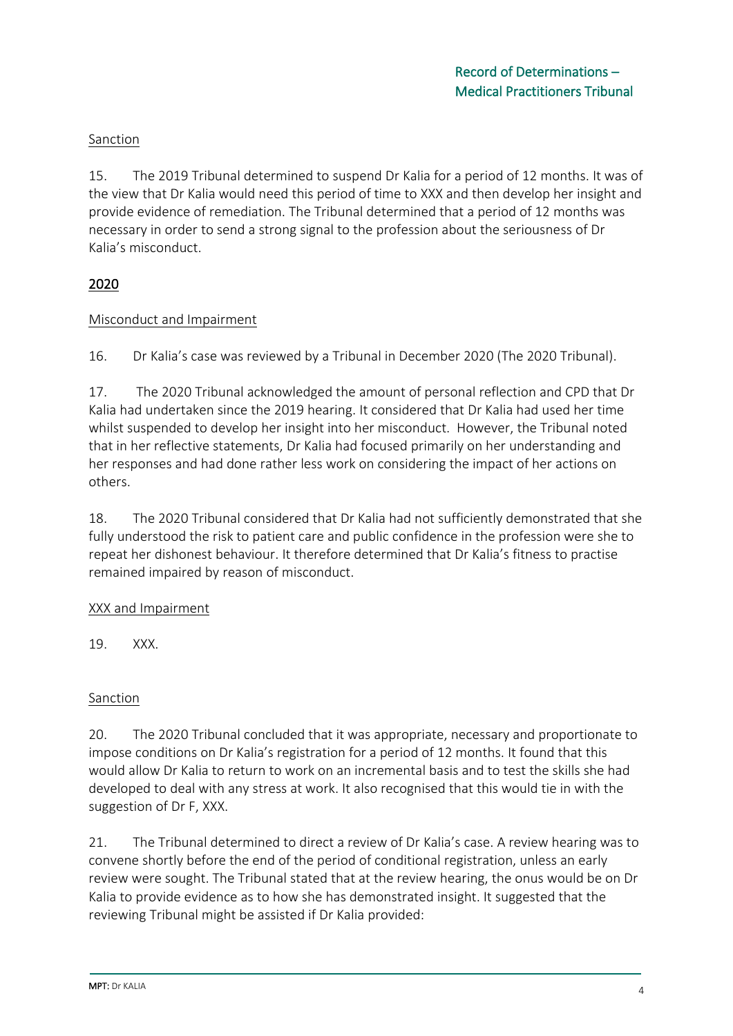### Sanction

15. The 2019 Tribunal determined to suspend Dr Kalia for a period of 12 months. It was of the view that Dr Kalia would need this period of time to XXX and then develop her insight and provide evidence of remediation. The Tribunal determined that a period of 12 months was necessary in order to send a strong signal to the profession about the seriousness of Dr Kalia's misconduct.

## 2020

### Misconduct and Impairment

16. Dr Kalia's case was reviewed by a Tribunal in December 2020 (The 2020 Tribunal).

17. The 2020 Tribunal acknowledged the amount of personal reflection and CPD that Dr Kalia had undertaken since the 2019 hearing. It considered that Dr Kalia had used her time whilst suspended to develop her insight into her misconduct. However, the Tribunal noted that in her reflective statements, Dr Kalia had focused primarily on her understanding and her responses and had done rather less work on considering the impact of her actions on others.

18. The 2020 Tribunal considered that Dr Kalia had not sufficiently demonstrated that she fully understood the risk to patient care and public confidence in the profession were she to repeat her dishonest behaviour. It therefore determined that Dr Kalia's fitness to practise remained impaired by reason of misconduct.

### XXX and Impairment

19. XXX.

### Sanction

20. The 2020 Tribunal concluded that it was appropriate, necessary and proportionate to impose conditions on Dr Kalia's registration for a period of 12 months. It found that this would allow Dr Kalia to return to work on an incremental basis and to test the skills she had developed to deal with any stress at work. It also recognised that this would tie in with the suggestion of Dr F, XXX.

21. The Tribunal determined to direct a review of Dr Kalia's case. A review hearing was to convene shortly before the end of the period of conditional registration, unless an early review were sought. The Tribunal stated that at the review hearing, the onus would be on Dr Kalia to provide evidence as to how she has demonstrated insight. It suggested that the reviewing Tribunal might be assisted if Dr Kalia provided: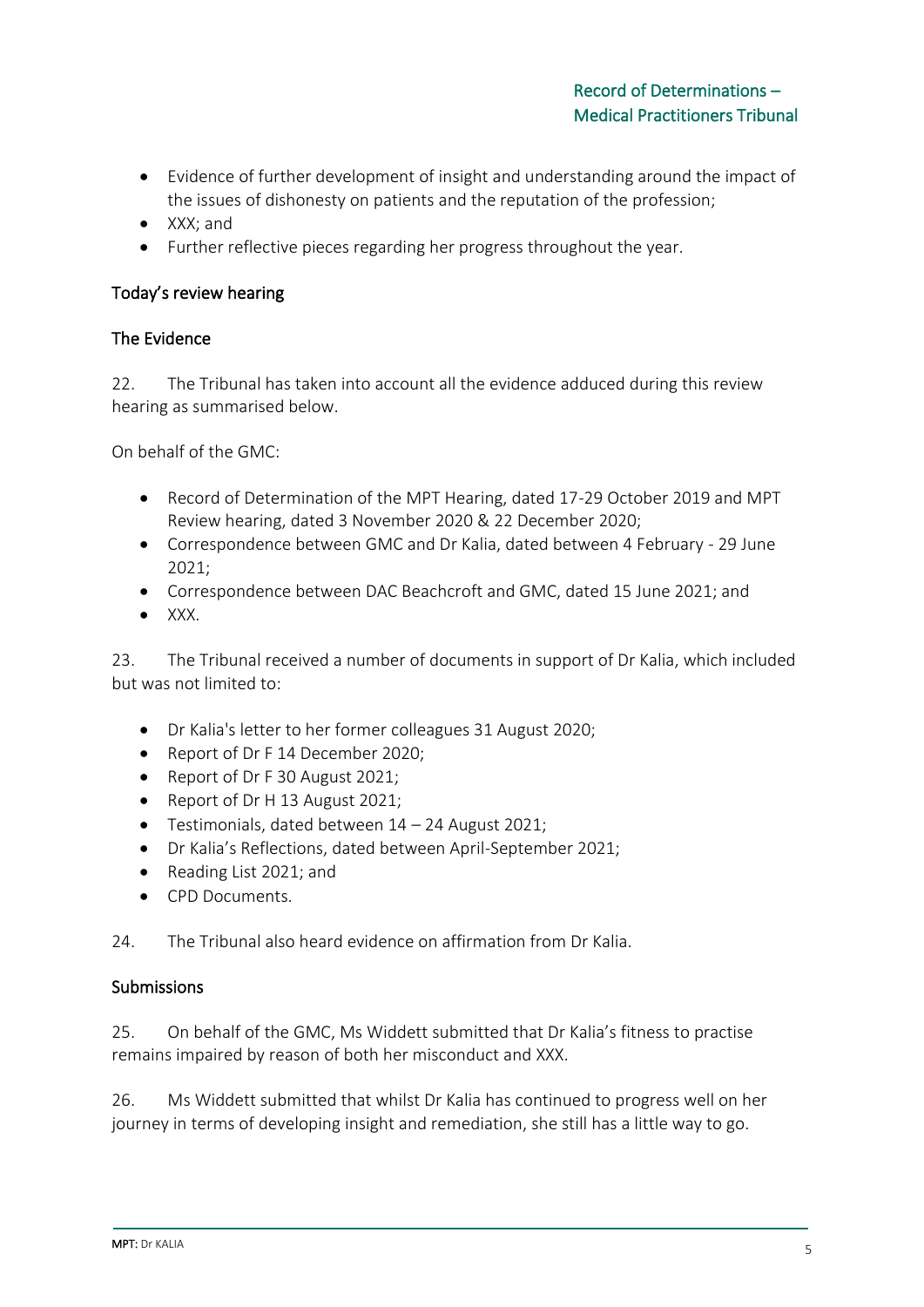- Evidence of further development of insight and understanding around the impact of the issues of dishonesty on patients and the reputation of the profession;
- XXX; and
- Further reflective pieces regarding her progress throughout the year.

## Today's review hearing

### The Evidence

22. The Tribunal has taken into account all the evidence adduced during this review hearing as summarised below.

On behalf of the GMC:

- Record of Determination of the MPT Hearing, dated 17-29 October 2019 and MPT Review hearing, dated 3 November 2020 & 22 December 2020;
- Correspondence between GMC and Dr Kalia, dated between 4 February - 29 June 2021;
- Correspondence between DAC Beachcroft and GMC, dated 15 June 2021; and
- XXX.

23. The Tribunal received a number of documents in support of Dr Kalia, which included but was not limited to:

- Dr Kalia's letter to her former colleagues 31 August 2020;
- Report of Dr F 14 December 2020;
- Report of Dr F 30 August 2021;
- Report of Dr H 13 August 2021;
- Testimonials, dated between 14 – 24 August 2021;
- Dr Kalia's Reflections, dated between April-September 2021;
- Reading List 2021; and
- CPD Documents.

24. The Tribunal also heard evidence on affirmation from Dr Kalia.

### Submissions

25. On behalf of the GMC, Ms Widdett submitted that Dr Kalia's fitness to practise remains impaired by reason of both her misconduct and XXX.

26. Ms Widdett submitted that whilst Dr Kalia has continued to progress well on her journey in terms of developing insight and remediation, she still has a little way to go.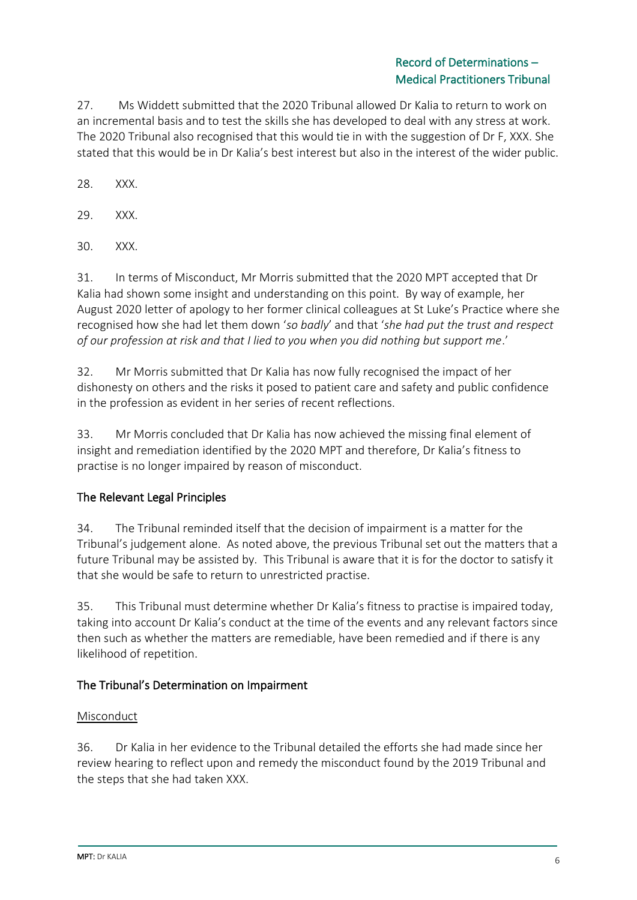27. Ms Widdett submitted that the 2020 Tribunal allowed Dr Kalia to return to work on an incremental basis and to test the skills she has developed to deal with any stress at work. The 2020 Tribunal also recognised that this would tie in with the suggestion of Dr F, XXX. She stated that this would be in Dr Kalia's best interest but also in the interest of the wider public.

28. XXX.

29. XXX.

30. XXX.

31. In terms of Misconduct, Mr Morris submitted that the 2020 MPT accepted that Dr Kalia had shown some insight and understanding on this point. By way of example, her August 2020 letter of apology to her former clinical colleagues at St Luke's Practice where she recognised how she had let them down '*so badly*' and that '*she had put the trust and respect of our profession at risk and that I lied to you when you did nothing but support me*.'

32. Mr Morris submitted that Dr Kalia has now fully recognised the impact of her dishonesty on others and the risks it posed to patient care and safety and public confidence in the profession as evident in her series of recent reflections.

33. Mr Morris concluded that Dr Kalia has now achieved the missing final element of insight and remediation identified by the 2020 MPT and therefore, Dr Kalia's fitness to practise is no longer impaired by reason of misconduct.

## The Relevant Legal Principles

34. The Tribunal reminded itself that the decision of impairment is a matter for the Tribunal's judgement alone. As noted above, the previous Tribunal set out the matters that a future Tribunal may be assisted by. This Tribunal is aware that it is for the doctor to satisfy it that she would be safe to return to unrestricted practise.

35. This Tribunal must determine whether Dr Kalia's fitness to practise is impaired today, taking into account Dr Kalia's conduct at the time of the events and any relevant factors since then such as whether the matters are remediable, have been remedied and if there is any likelihood of repetition.

## The Tribunal's Determination on Impairment

### Misconduct

36. Dr Kalia in her evidence to the Tribunal detailed the efforts she had made since her review hearing to reflect upon and remedy the misconduct found by the 2019 Tribunal and the steps that she had taken XXX.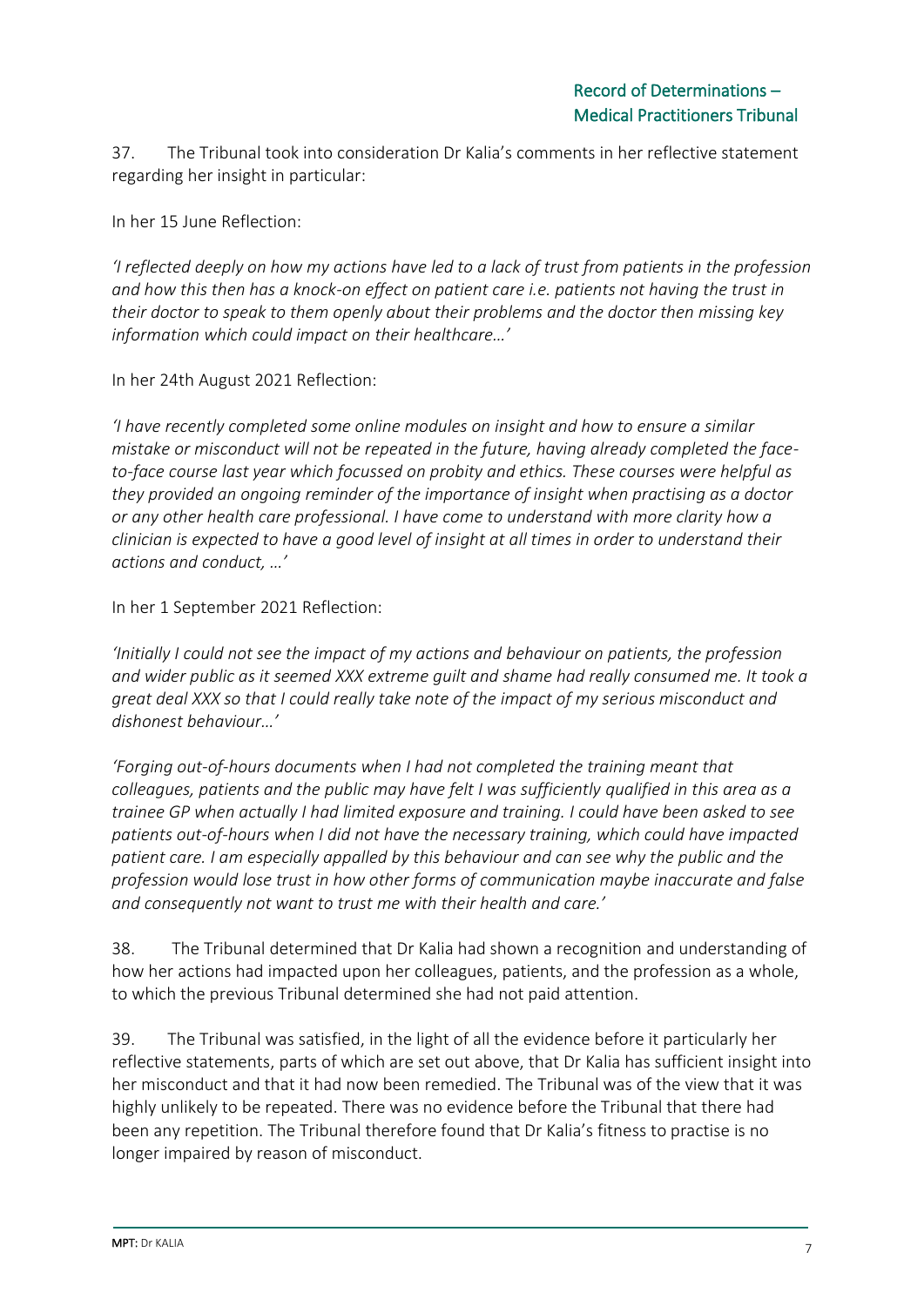37. The Tribunal took into consideration Dr Kalia's comments in her reflective statement regarding her insight in particular:

In her 15 June Reflection:

*'I reflected deeply on how my actions have led to a lack of trust from patients in the profession and how this then has a knock-on effect on patient care i.e. patients not having the trust in their doctor to speak to them openly about their problems and the doctor then missing key information which could impact on their healthcare…'*

In her 24th August 2021 Reflection:

*'I have recently completed some online modules on insight and how to ensure a similar mistake or misconduct will not be repeated in the future, having already completed the face-to-face course last year which focussed on probity and ethics. These courses were helpful as they provided an ongoing reminder of the importance of insight when practising as a doctor or any other health care professional. I have come to understand with more clarity how a clinician is expected to have a good level of insight at all times in order to understand their actions and conduct, …'*

In her 1 September 2021 Reflection:

*'Initially I could not see the impact of my actions and behaviour on patients, the profession and wider public as it seemed XXX extreme guilt and shame had really consumed me. It took a great deal XXX so that I could really take note of the impact of my serious misconduct and dishonest behaviour…'*

*'Forging out-of-hours documents when I had not completed the training meant that colleagues, patients and the public may have felt I was sufficiently qualified in this area as a trainee GP when actually I had limited exposure and training. I could have been asked to see patients out-of-hours when I did not have the necessary training, which could have impacted patient care. I am especially appalled by this behaviour and can see why the public and the profession would lose trust in how other forms of communication maybe inaccurate and false and consequently not want to trust me with their health and care.'*

38. The Tribunal determined that Dr Kalia had shown a recognition and understanding of how her actions had impacted upon her colleagues, patients, and the profession as a whole, to which the previous Tribunal determined she had not paid attention.

39. The Tribunal was satisfied, in the light of all the evidence before it particularly her reflective statements, parts of which are set out above, that Dr Kalia has sufficient insight into her misconduct and that it had now been remedied. The Tribunal was of the view that it was highly unlikely to be repeated. There was no evidence before the Tribunal that there had been any repetition. The Tribunal therefore found that Dr Kalia's fitness to practise is no longer impaired by reason of misconduct.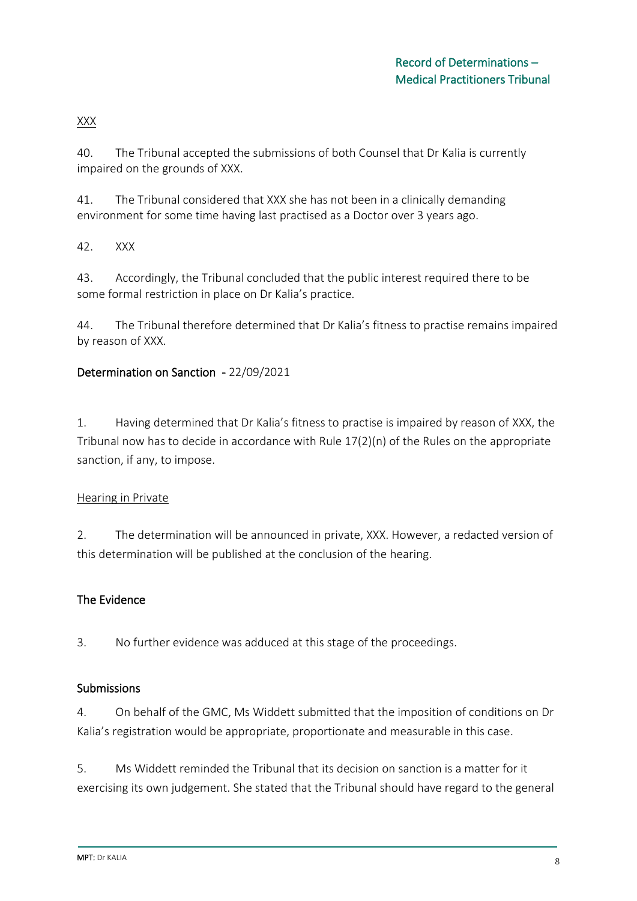XXX

40. The Tribunal accepted the submissions of both Counsel that Dr Kalia is currently impaired on the grounds of XXX.

41. The Tribunal considered that XXX she has not been in a clinically demanding environment for some time having last practised as a Doctor over 3 years ago.

42. XXX

43. Accordingly, the Tribunal concluded that the public interest required there to be some formal restriction in place on Dr Kalia's practice.

44. The Tribunal therefore determined that Dr Kalia's fitness to practise remains impaired by reason of XXX.

## Determination on Sanction - 22/09/2021

1. Having determined that Dr Kalia's fitness to practise is impaired by reason of XXX, the Tribunal now has to decide in accordance with Rule 17(2)(n) of the Rules on the appropriate sanction, if any, to impose.

Hearing in Private

2. The determination will be announced in private, XXX. However, a redacted version of this determination will be published at the conclusion of the hearing.

### The Evidence

3. No further evidence was adduced at this stage of the proceedings.

### Submissions

4. On behalf of the GMC, Ms Widdett submitted that the imposition of conditions on Dr Kalia's registration would be appropriate, proportionate and measurable in this case.

5. Ms Widdett reminded the Tribunal that its decision on sanction is a matter for it exercising its own judgement. She stated that the Tribunal should have regard to the general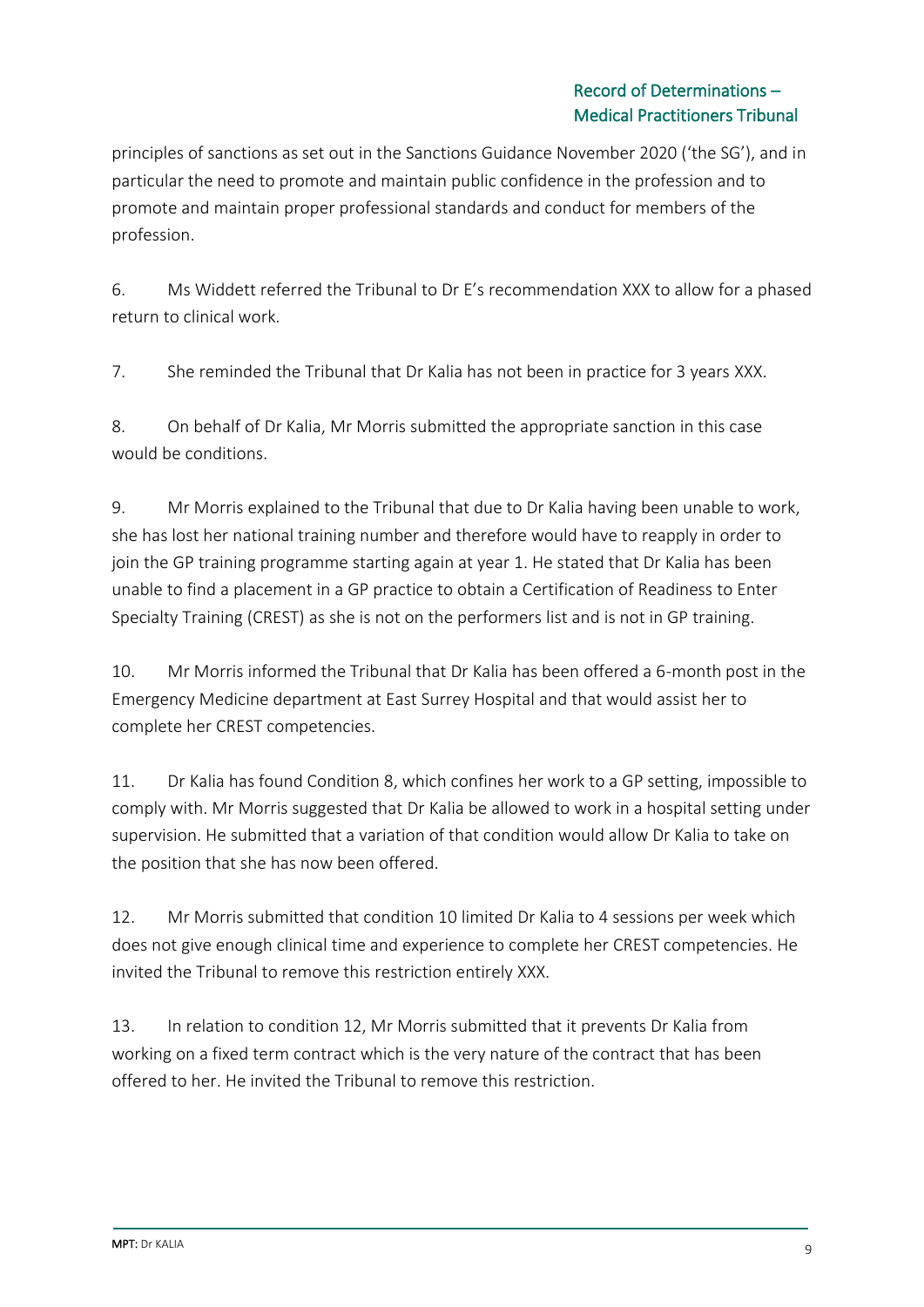principles of sanctions as set out in the Sanctions Guidance November 2020 ('the SG'), and in particular the need to promote and maintain public confidence in the profession and to promote and maintain proper professional standards and conduct for members of the profession.

6. Ms Widdett referred the Tribunal to Dr E's recommendation XXX to allow for a phased return to clinical work.

7. She reminded the Tribunal that Dr Kalia has not been in practice for 3 years XXX.

8. On behalf of Dr Kalia, Mr Morris submitted the appropriate sanction in this case would be conditions.

9. Mr Morris explained to the Tribunal that due to Dr Kalia having been unable to work, she has lost her national training number and therefore would have to reapply in order to join the GP training programme starting again at year 1. He stated that Dr Kalia has been unable to find a placement in a GP practice to obtain a Certification of Readiness to Enter Specialty Training (CREST) as she is not on the performers list and is not in GP training.

10. Mr Morris informed the Tribunal that Dr Kalia has been offered a 6-month post in the Emergency Medicine department at East Surrey Hospital and that would assist her to complete her CREST competencies.

11. Dr Kalia has found Condition 8, which confines her work to a GP setting, impossible to comply with. Mr Morris suggested that Dr Kalia be allowed to work in a hospital setting under supervision. He submitted that a variation of that condition would allow Dr Kalia to take on the position that she has now been offered.

12. Mr Morris submitted that condition 10 limited Dr Kalia to 4 sessions per week which does not give enough clinical time and experience to complete her CREST competencies. He invited the Tribunal to remove this restriction entirely XXX.

13. In relation to condition 12, Mr Morris submitted that it prevents Dr Kalia from working on a fixed term contract which is the very nature of the contract that has been offered to her. He invited the Tribunal to remove this restriction.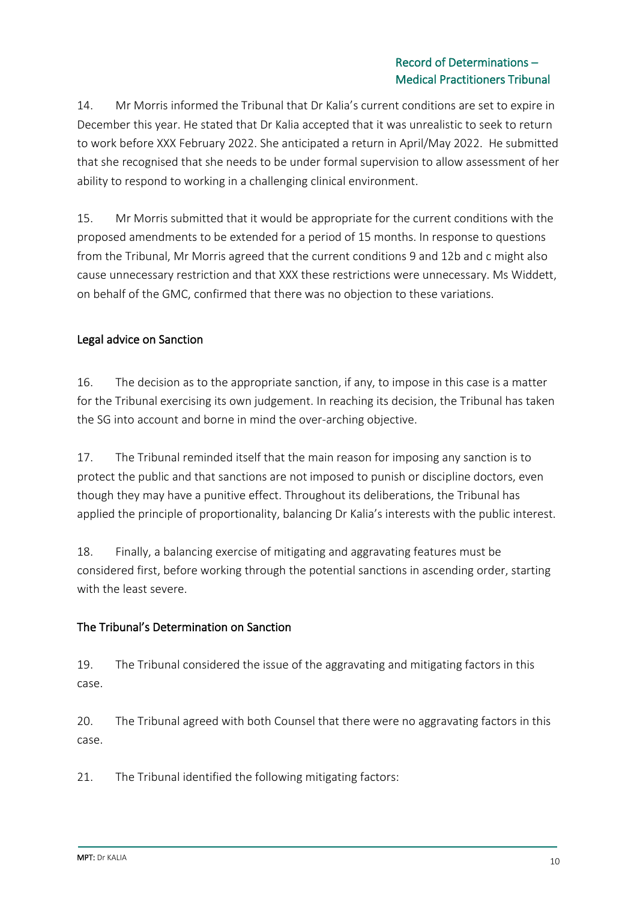14. Mr Morris informed the Tribunal that Dr Kalia's current conditions are set to expire in December this year. He stated that Dr Kalia accepted that it was unrealistic to seek to return to work before XXX February 2022. She anticipated a return in April/May 2022. He submitted that she recognised that she needs to be under formal supervision to allow assessment of her ability to respond to working in a challenging clinical environment.

15. Mr Morris submitted that it would be appropriate for the current conditions with the proposed amendments to be extended for a period of 15 months. In response to questions from the Tribunal, Mr Morris agreed that the current conditions 9 and 12b and c might also cause unnecessary restriction and that XXX these restrictions were unnecessary. Ms Widdett, on behalf of the GMC, confirmed that there was no objection to these variations.

## Legal advice on Sanction

16. The decision as to the appropriate sanction, if any, to impose in this case is a matter for the Tribunal exercising its own judgement. In reaching its decision, the Tribunal has taken the SG into account and borne in mind the over-arching objective.

17. The Tribunal reminded itself that the main reason for imposing any sanction is to protect the public and that sanctions are not imposed to punish or discipline doctors, even though they may have a punitive effect. Throughout its deliberations, the Tribunal has applied the principle of proportionality, balancing Dr Kalia's interests with the public interest.

18. Finally, a balancing exercise of mitigating and aggravating features must be considered first, before working through the potential sanctions in ascending order, starting with the least severe.

## The Tribunal's Determination on Sanction

19. The Tribunal considered the issue of the aggravating and mitigating factors in this case.

20. The Tribunal agreed with both Counsel that there were no aggravating factors in this case.

21. The Tribunal identified the following mitigating factors: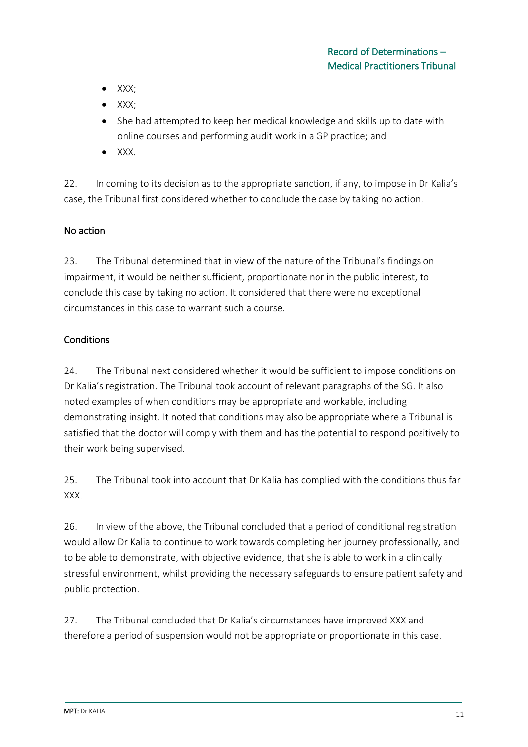- XXX;
- XXX;
- She had attempted to keep her medical knowledge and skills up to date with online courses and performing audit work in a GP practice; and
- XXX.

22. In coming to its decision as to the appropriate sanction, if any, to impose in Dr Kalia's case, the Tribunal first considered whether to conclude the case by taking no action.

### No action

23. The Tribunal determined that in view of the nature of the Tribunal's findings on impairment, it would be neither sufficient, proportionate nor in the public interest, to conclude this case by taking no action. It considered that there were no exceptional circumstances in this case to warrant such a course.

### Conditions

24. The Tribunal next considered whether it would be sufficient to impose conditions on Dr Kalia's registration. The Tribunal took account of relevant paragraphs of the SG. It also noted examples of when conditions may be appropriate and workable, including demonstrating insight. It noted that conditions may also be appropriate where a Tribunal is satisfied that the doctor will comply with them and has the potential to respond positively to their work being supervised.

25. The Tribunal took into account that Dr Kalia has complied with the conditions thus far XXX.

26. In view of the above, the Tribunal concluded that a period of conditional registration would allow Dr Kalia to continue to work towards completing her journey professionally, and to be able to demonstrate, with objective evidence, that she is able to work in a clinically stressful environment, whilst providing the necessary safeguards to ensure patient safety and public protection.

27. The Tribunal concluded that Dr Kalia's circumstances have improved XXX and therefore a period of suspension would not be appropriate or proportionate in this case.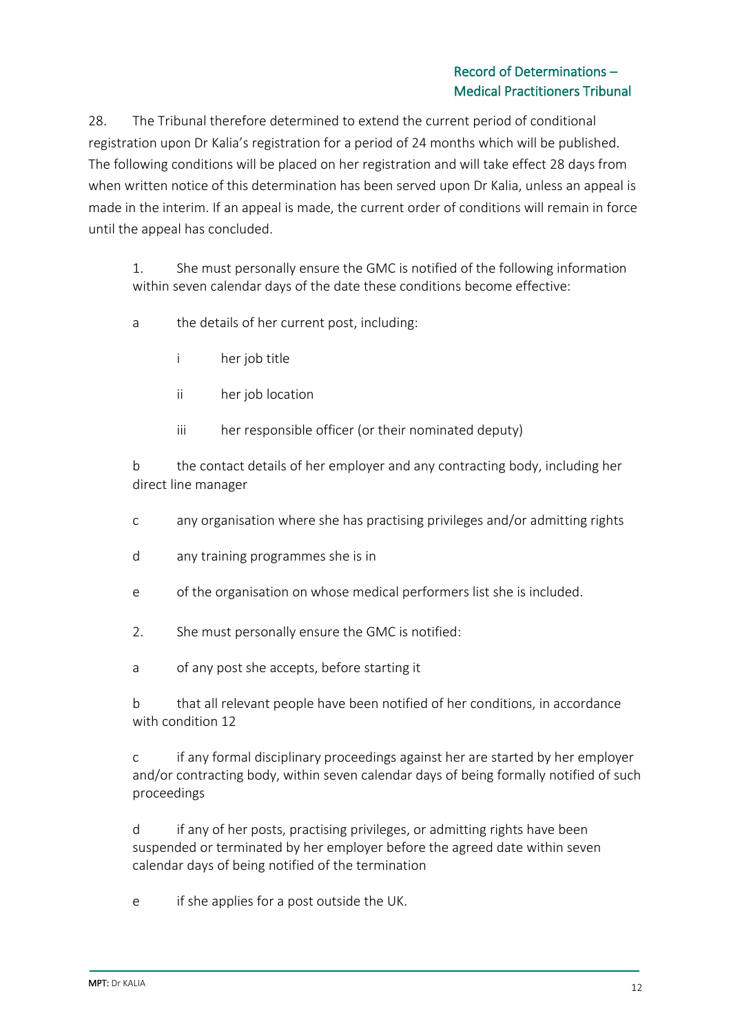28. The Tribunal therefore determined to extend the current period of conditional registration upon Dr Kalia's registration for a period of 24 months which will be published. The following conditions will be placed on her registration and will take effect 28 days from when written notice of this determination has been served upon Dr Kalia, unless an appeal is made in the interim. If an appeal is made, the current order of conditions will remain in force until the appeal has concluded.

1. She must personally ensure the GMC is notified of the following information within seven calendar days of the date these conditions become effective:

a the details of her current post, including:

i her job title

ii her job location

iii her responsible officer (or their nominated deputy)

b the contact details of her employer and any contracting body, including her direct line manager

c any organisation where she has practising privileges and/or admitting rights

d any training programmes she is in

e of the organisation on whose medical performers list she is included.

2. She must personally ensure the GMC is notified:

a of any post she accepts, before starting it

b that all relevant people have been notified of her conditions, in accordance with condition 12

c if any formal disciplinary proceedings against her are started by her employer and/or contracting body, within seven calendar days of being formally notified of such proceedings

d if any of her posts, practising privileges, or admitting rights have been suspended or terminated by her employer before the agreed date within seven calendar days of being notified of the termination

e if she applies for a post outside the UK.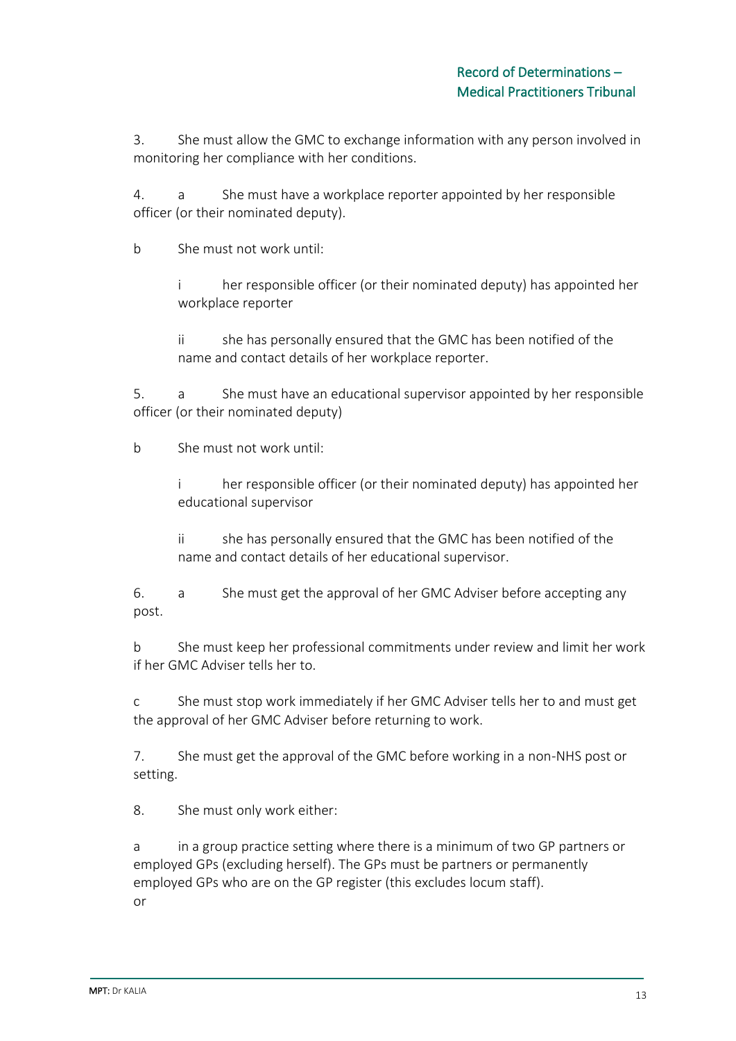3. She must allow the GMC to exchange information with any person involved in monitoring her compliance with her conditions.

4. a She must have a workplace reporter appointed by her responsible officer (or their nominated deputy).

b She must not work until:

i her responsible officer (or their nominated deputy) has appointed her workplace reporter

ii she has personally ensured that the GMC has been notified of the name and contact details of her workplace reporter.

5. a She must have an educational supervisor appointed by her responsible officer (or their nominated deputy)

b She must not work until:

i her responsible officer (or their nominated deputy) has appointed her educational supervisor

ii she has personally ensured that the GMC has been notified of the name and contact details of her educational supervisor.

6. a She must get the approval of her GMC Adviser before accepting any post.

b She must keep her professional commitments under review and limit her work if her GMC Adviser tells her to.

c She must stop work immediately if her GMC Adviser tells her to and must get the approval of her GMC Adviser before returning to work.

7. She must get the approval of the GMC before working in a non-NHS post or setting.

8. She must only work either:

a in a group practice setting where there is a minimum of two GP partners or employed GPs (excluding herself). The GPs must be partners or permanently employed GPs who are on the GP register (this excludes locum staff).
or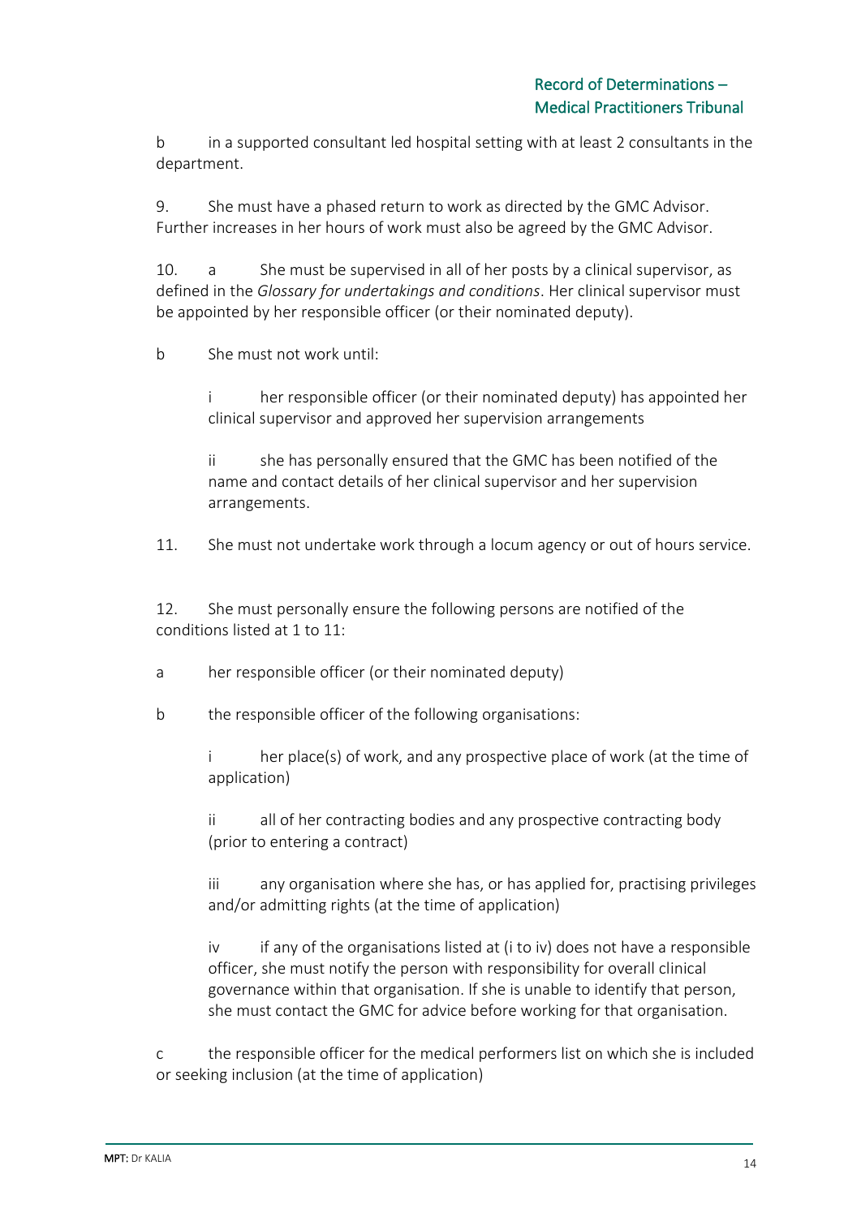b in a supported consultant led hospital setting with at least 2 consultants in the department.

9. She must have a phased return to work as directed by the GMC Advisor. Further increases in her hours of work must also be agreed by the GMC Advisor.

10. a She must be supervised in all of her posts by a clinical supervisor, as defined in the *Glossary for undertakings and conditions*. Her clinical supervisor must be appointed by her responsible officer (or their nominated deputy).

b She must not work until:

> i her responsible officer (or their nominated deputy) has appointed her clinical supervisor and approved her supervision arrangements
>
> ii she has personally ensured that the GMC has been notified of the name and contact details of her clinical supervisor and her supervision arrangements.

11. She must not undertake work through a locum agency or out of hours service.

12. She must personally ensure the following persons are notified of the conditions listed at 1 to 11:

a her responsible officer (or their nominated deputy)

b the responsible officer of the following organisations:

> i her place(s) of work, and any prospective place of work (at the time of application)
>
> ii all of her contracting bodies and any prospective contracting body (prior to entering a contract)
>
> iii any organisation where she has, or has applied for, practising privileges and/or admitting rights (at the time of application)
>
> iv if any of the organisations listed at (i to iv) does not have a responsible officer, she must notify the person with responsibility for overall clinical governance within that organisation. If she is unable to identify that person, she must contact the GMC for advice before working for that organisation.

c the responsible officer for the medical performers list on which she is included or seeking inclusion (at the time of application)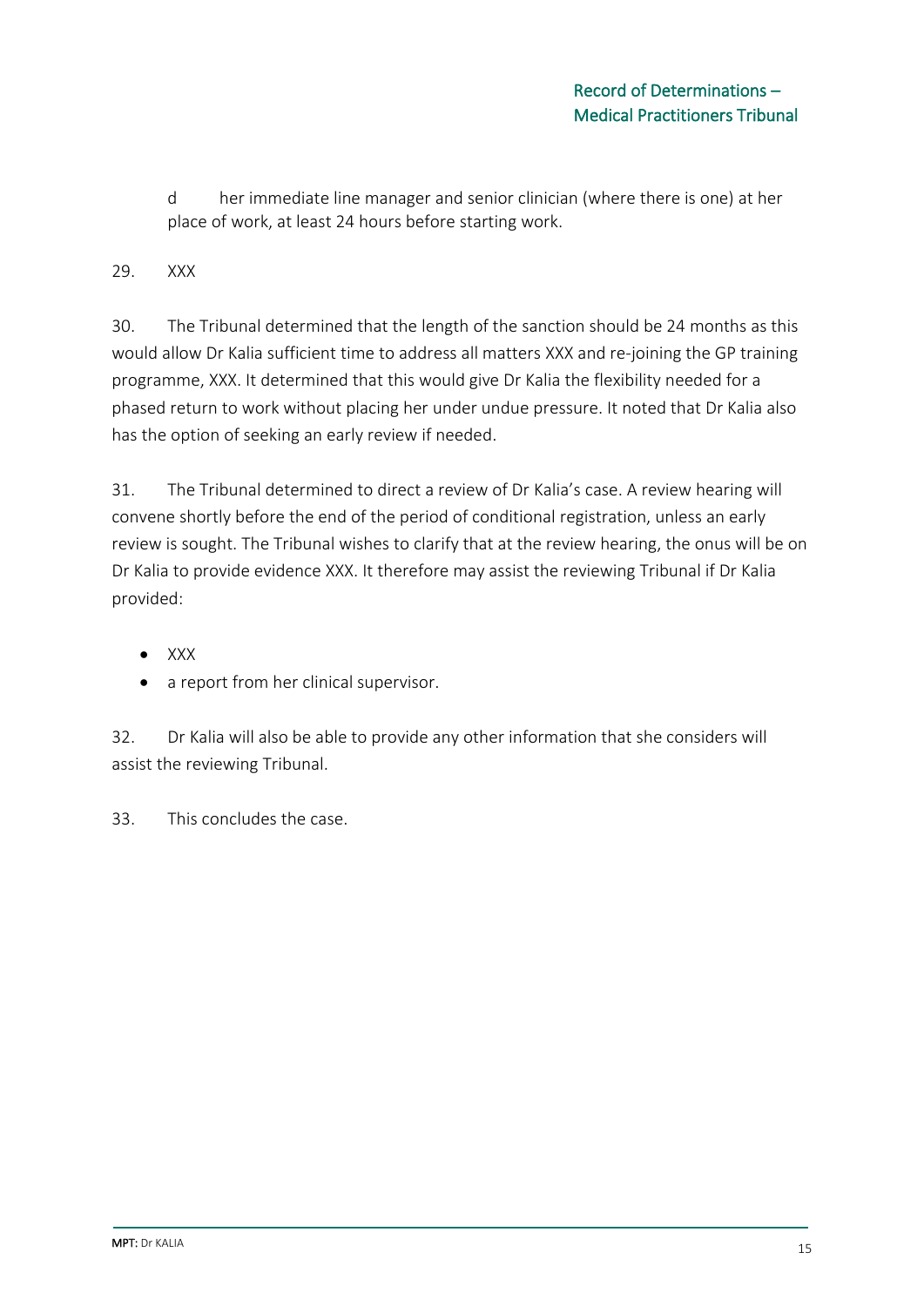d	her immediate line manager and senior clinician (where there is one) at her place of work, at least 24 hours before starting work.

29.	XXX

30.	The Tribunal determined that the length of the sanction should be 24 months as this would allow Dr Kalia sufficient time to address all matters XXX and re-joining the GP training programme, XXX. It determined that this would give Dr Kalia the flexibility needed for a phased return to work without placing her under undue pressure. It noted that Dr Kalia also has the option of seeking an early review if needed.

31.	The Tribunal determined to direct a review of Dr Kalia's case. A review hearing will convene shortly before the end of the period of conditional registration, unless an early review is sought. The Tribunal wishes to clarify that at the review hearing, the onus will be on Dr Kalia to provide evidence XXX. It therefore may assist the reviewing Tribunal if Dr Kalia provided:

- XXX
- a report from her clinical supervisor.

32.	Dr Kalia will also be able to provide any other information that she considers will assist the reviewing Tribunal.

33.	This concludes the case.